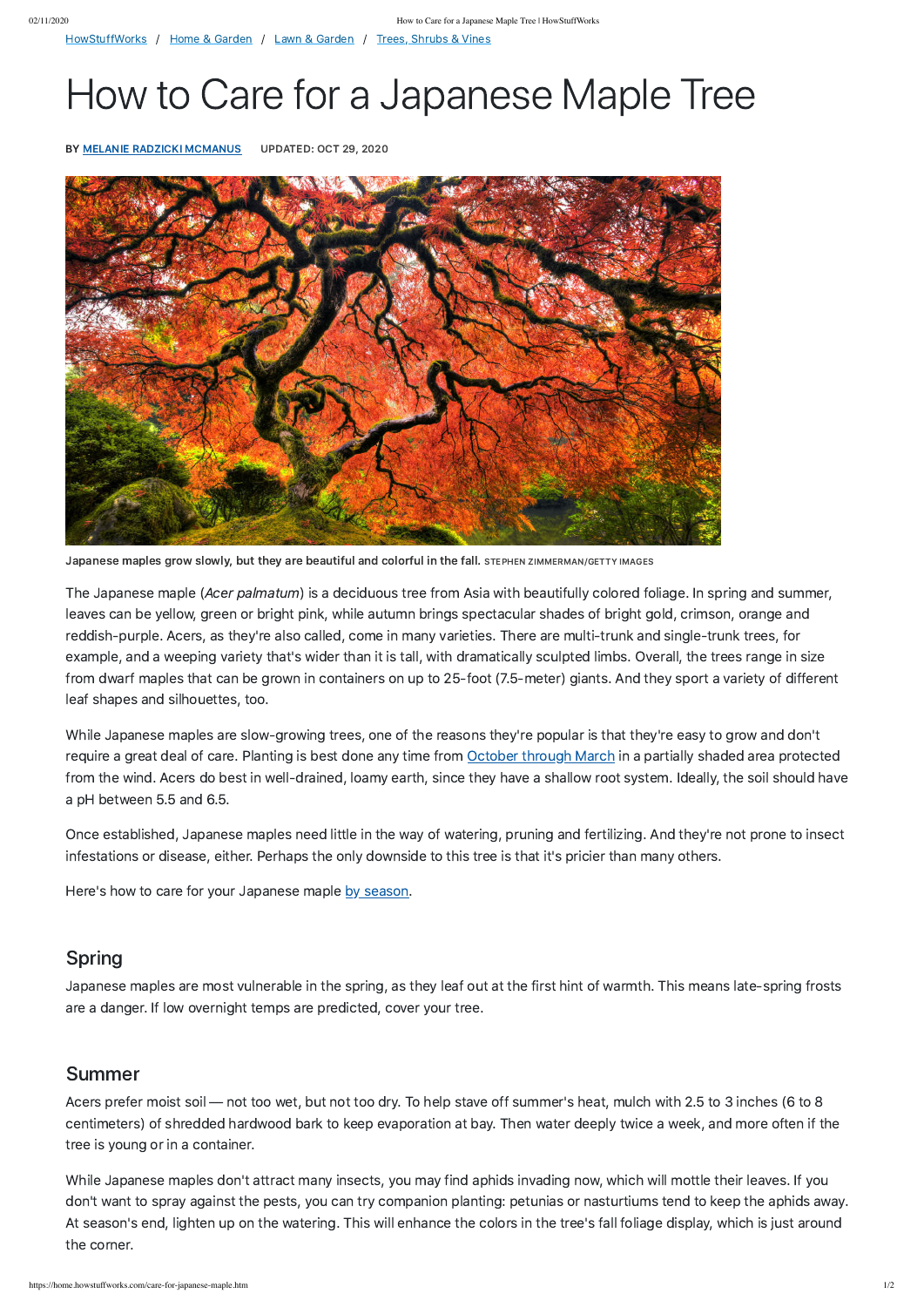HowStuffWorks / Home & Garden / Lawn & Garden / Trees, Shrubs & Vines

# How to Care for a Japanese Maple Tree

**BY MELANIE RADZICKI MCMANUS UPDATED: OCT 29, 2020**

**Japanese maples grow slowly, but they are beautiful and colorful in the fall.** STEPHEN ZIMMERMAN/GETTY IMAGES

The Japanese maple (*Acer palmatum*) is a deciduous tree from Asia with beautifully colored foliage. In spring and summer, leaves can be yellow, green or bright pink, while autumn brings spectacular shades of bright gold, crimson, orange and reddish-purple. Acers, as they're also called, come in many varieties. There are multi-trunk and single-trunk trees, for example, and a weeping variety that's wider than it is tall, with dramatically sculpted limbs. Overall, the trees range in size from dwarf maples that can be grown in containers on up to 25-foot (7.5-meter) giants. And they sport a variety of different leaf shapes and silhouettes, too.

While Japanese maples are slow-growing trees, one of the reasons they're popular is that they're easy to grow and don't require a great deal of care. Planting is best done any time from October through March in a partially shaded area protected from the wind. Acers do best in well-drained, loamy earth, since they have a shallow root system. Ideally, the soil should have a pH between 5.5 and 6.5.

Once established, Japanese maples need little in the way of watering, pruning and fertilizing. And they're not prone to insect infestations or disease, either. Perhaps the only downside to this tree is that it's pricier than many others.

Here's how to care for your Japanese maple by season.

## Spring

Japanese maples are most vulnerable in the spring, as they leaf out at the first hint of warmth. This means late-spring frosts are a danger. If low overnight temps are predicted, cover your tree.

## Summer

Acers prefer moist soil — not too wet, but not too dry. To help stave off summer's heat, mulch with 2.5 to 3 inches (6 to 8 centimeters) of shredded hardwood bark to keep evaporation at bay. Then water deeply twice a week, and more often if the tree is young or in a container.

While Japanese maples don't attract many insects, you may find aphids invading now, which will mottle their leaves. If you don't want to spray against the pests, you can try companion planting: petunias or nasturtiums tend to keep the aphids away. At season's end, lighten up on the watering. This will enhance the colors in the tree's fall foliage display, which is just around the corner.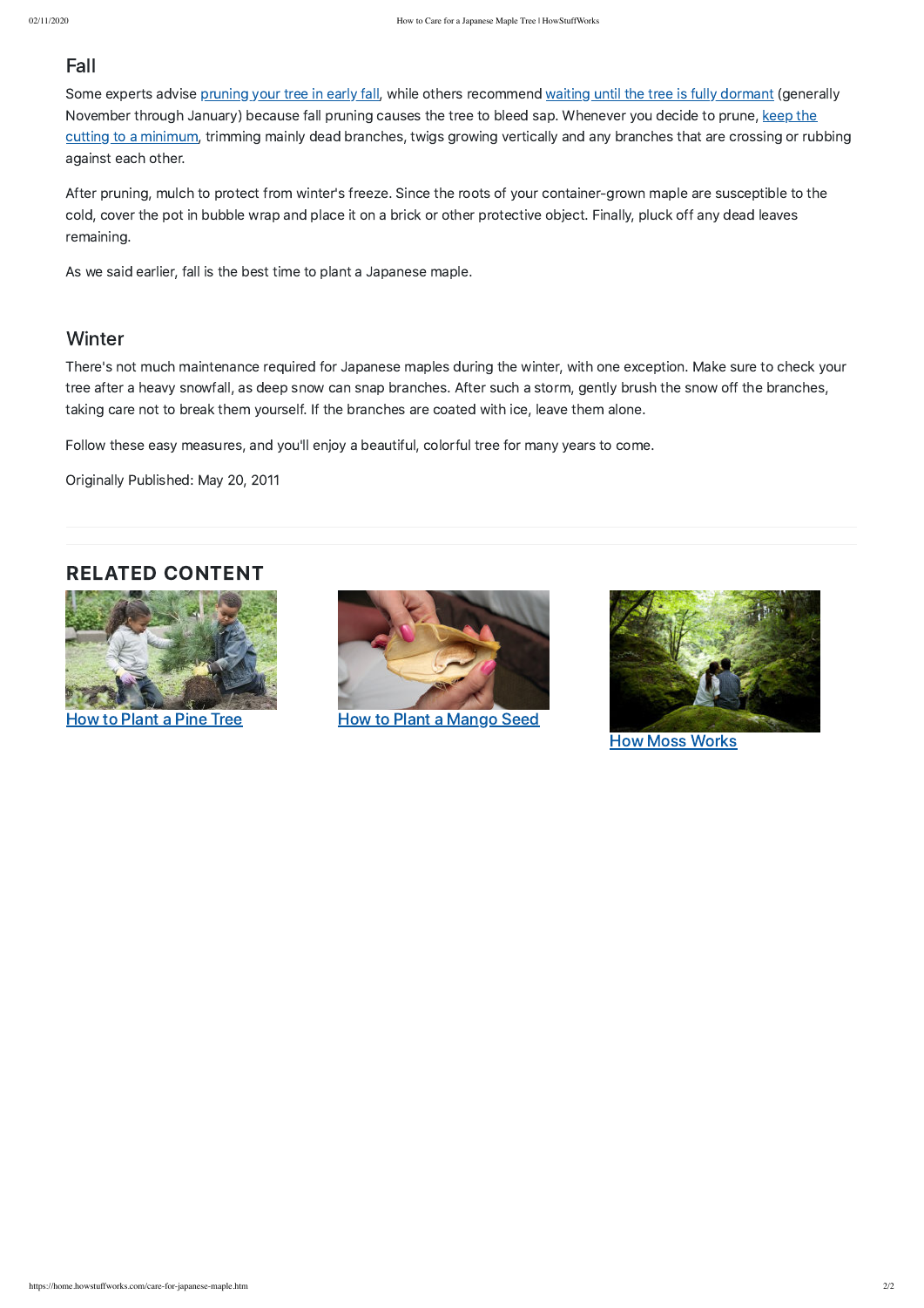## Fall

Some experts advise pruning your tree in early fall, while others recommend waiting until the tree is fully dormant (generally November through January) because fall pruning causes the tree to bleed sap. Whenever you decide to prune, keep the cutting to a minimum, trimming mainly dead branches, twigs growing vertically and any branches that are crossing or rubbing against each other.

After pruning, mulch to protect from winter's freeze. Since the roots of your container-grown maple are susceptible to the cold, cover the pot in bubble wrap and place it on a brick or other protective object. Finally, pluck off any dead leaves remaining.

As we said earlier, fall is the best time to plant a Japanese maple.

## Winter

There's not much maintenance required for Japanese maples during the winter, with one exception. Make sure to check your tree after a heavy snowfall, as deep snow can snap branches. After such a storm, gently brush the snow off the branches, taking care not to break them yourself. If the branches are coated with ice, leave them alone.

Follow these easy measures, and you'll enjoy a beautiful, colorful tree for many years to come.

Originally Published: May 20, 2011

## RELATED CONTENT

How to Plant a Pine Tree

How to Plant a Mango Seed

How Moss Works